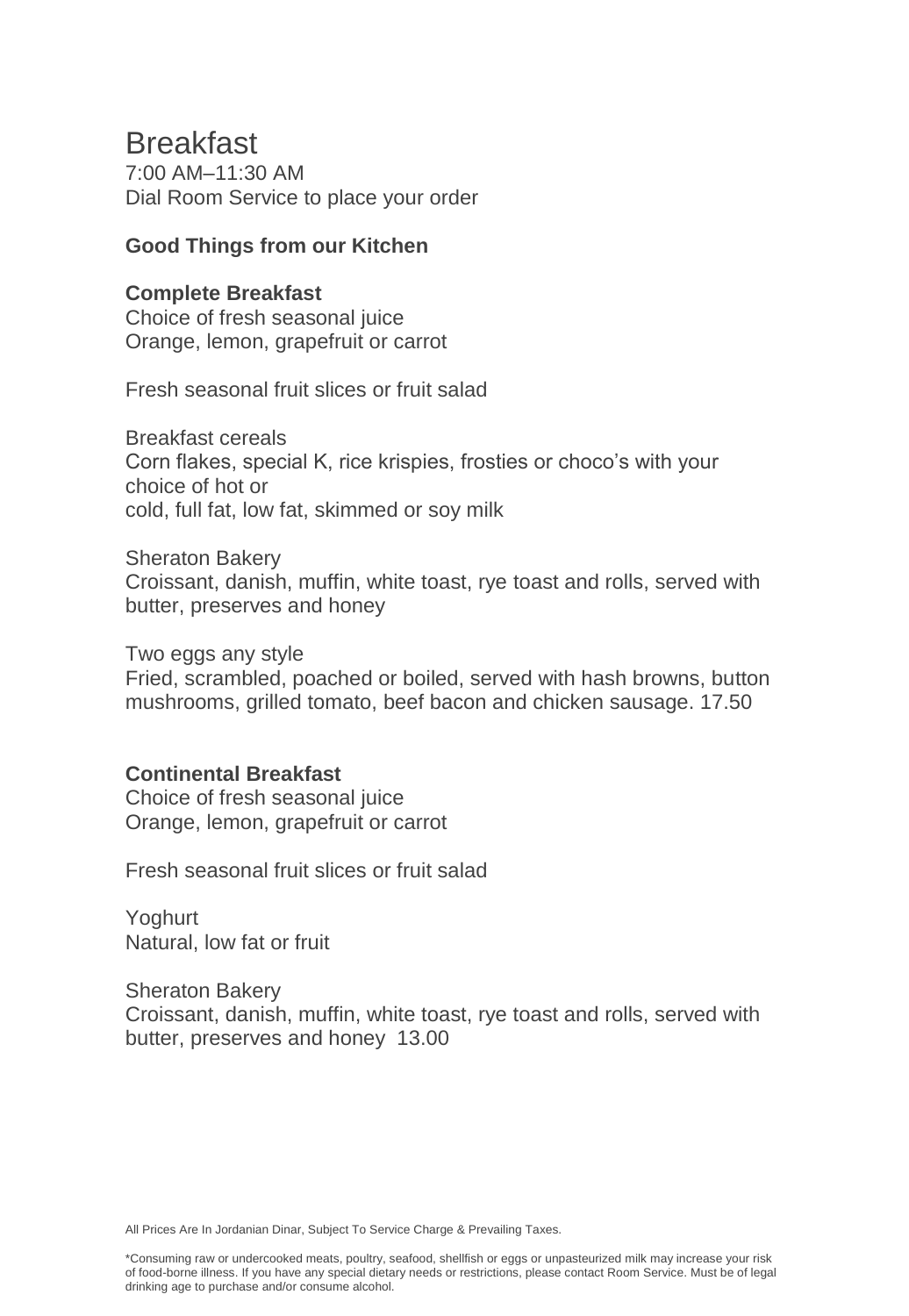# Breakfast

7:00 AM–11:30 AM
Dial Room Service to place your order

**Good Things from our Kitchen**

**Complete Breakfast**
Choice of fresh seasonal juice
Orange, lemon, grapefruit or carrot

Fresh seasonal fruit slices or fruit salad

Breakfast cereals
Corn flakes, special K, rice krispies, frosties or choco's with your choice of hot or
cold, full fat, low fat, skimmed or soy milk

Sheraton Bakery
Croissant, danish, muffin, white toast, rye toast and rolls, served with butter, preserves and honey

Two eggs any style
Fried, scrambled, poached or boiled, served with hash browns, button mushrooms, grilled tomato, beef bacon and chicken sausage. 17.50

**Continental Breakfast**
Choice of fresh seasonal juice
Orange, lemon, grapefruit or carrot

Fresh seasonal fruit slices or fruit salad

Yoghurt
Natural, low fat or fruit

Sheraton Bakery
Croissant, danish, muffin, white toast, rye toast and rolls, served with butter, preserves and honey 13.00

All Prices Are In Jordanian Dinar, Subject To Service Charge & Prevailing Taxes.

*Consuming raw or undercooked meats, poultry, seafood, shellfish or eggs or unpasteurized milk may increase your risk of food-borne illness. If you have any special dietary needs or restrictions, please contact Room Service. Must be of legal drinking age to purchase and/or consume alcohol.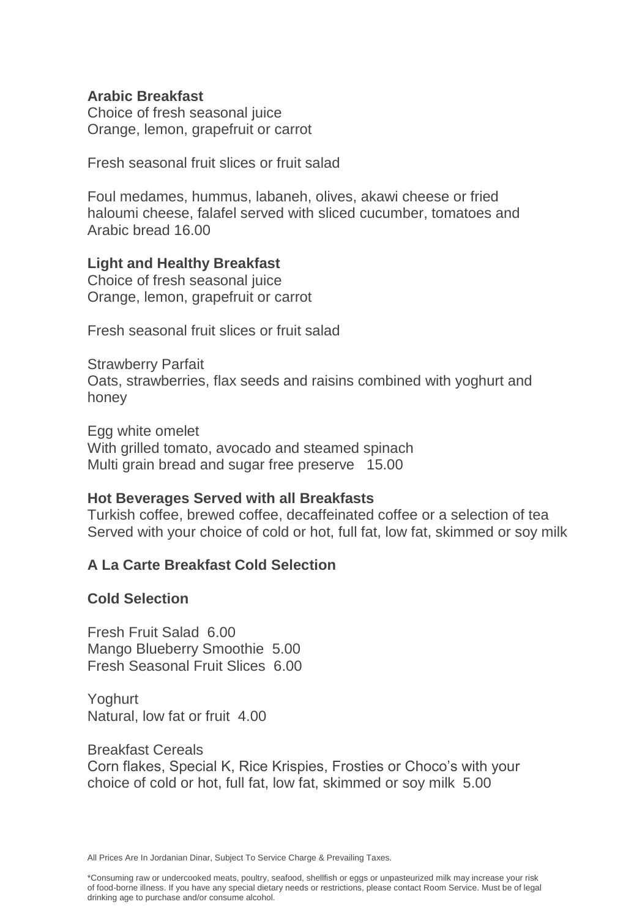**Arabic Breakfast**
Choice of fresh seasonal juice
Orange, lemon, grapefruit or carrot

Fresh seasonal fruit slices or fruit salad

Foul medames, hummus, labaneh, olives, akawi cheese or fried haloumi cheese, falafel served with sliced cucumber, tomatoes and Arabic bread 16.00

**Light and Healthy Breakfast**
Choice of fresh seasonal juice
Orange, lemon, grapefruit or carrot

Fresh seasonal fruit slices or fruit salad

Strawberry Parfait
Oats, strawberries, flax seeds and raisins combined with yoghurt and honey

Egg white omelet
With grilled tomato, avocado and steamed spinach
Multi grain bread and sugar free preserve 15.00

**Hot Beverages Served with all Breakfasts**
Turkish coffee, brewed coffee, decaffeinated coffee or a selection of tea
Served with your choice of cold or hot, full fat, low fat, skimmed or soy milk

**A La Carte Breakfast Cold Selection**

**Cold Selection**

Fresh Fruit Salad 6.00
Mango Blueberry Smoothie 5.00
Fresh Seasonal Fruit Slices 6.00

Yoghurt
Natural, low fat or fruit 4.00

Breakfast Cereals
Corn flakes, Special K, Rice Krispies, Frosties or Choco's with your choice of cold or hot, full fat, low fat, skimmed or soy milk 5.00

All Prices Are In Jordanian Dinar, Subject To Service Charge & Prevailing Taxes.

*Consuming raw or undercooked meats, poultry, seafood, shellfish or eggs or unpasteurized milk may increase your risk of food-borne illness. If you have any special dietary needs or restrictions, please contact Room Service. Must be of legal drinking age to purchase and/or consume alcohol.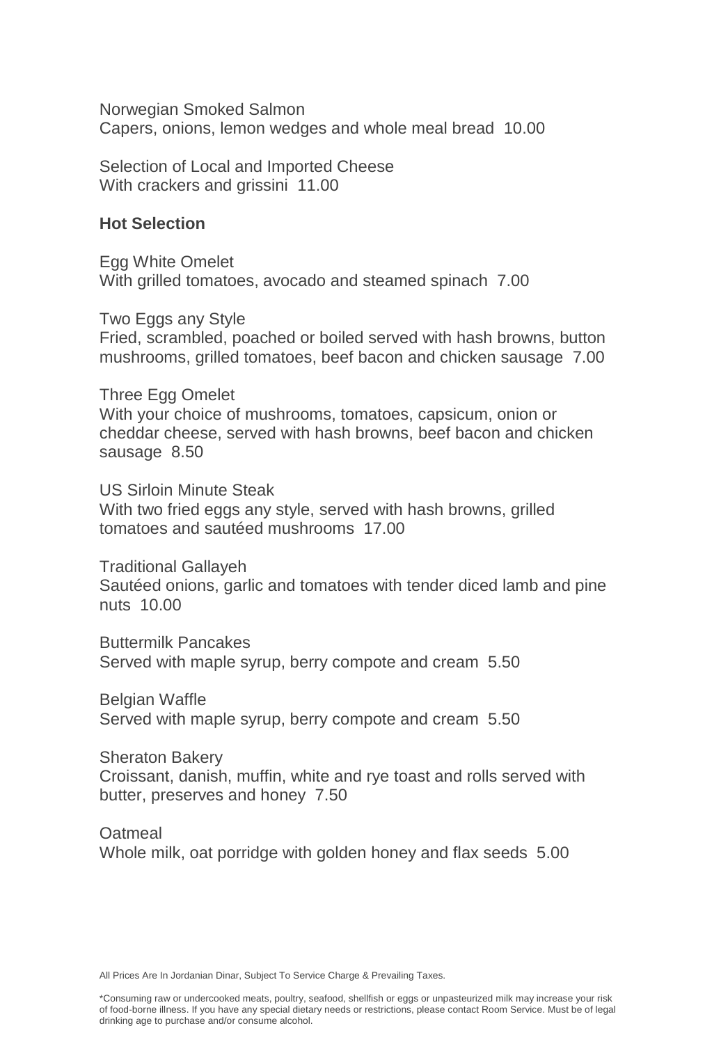Norwegian Smoked Salmon
Capers, onions, lemon wedges and whole meal bread 10.00

Selection of Local and Imported Cheese
With crackers and grissini 11.00

**Hot Selection**

Egg White Omelet
With grilled tomatoes, avocado and steamed spinach 7.00

Two Eggs any Style
Fried, scrambled, poached or boiled served with hash browns, button mushrooms, grilled tomatoes, beef bacon and chicken sausage 7.00

Three Egg Omelet
With your choice of mushrooms, tomatoes, capsicum, onion or cheddar cheese, served with hash browns, beef bacon and chicken sausage 8.50

US Sirloin Minute Steak
With two fried eggs any style, served with hash browns, grilled tomatoes and sautéed mushrooms 17.00

Traditional Gallayeh
Sautéed onions, garlic and tomatoes with tender diced lamb and pine nuts 10.00

Buttermilk Pancakes
Served with maple syrup, berry compote and cream 5.50

Belgian Waffle
Served with maple syrup, berry compote and cream 5.50

Sheraton Bakery
Croissant, danish, muffin, white and rye toast and rolls served with butter, preserves and honey 7.50

Oatmeal
Whole milk, oat porridge with golden honey and flax seeds 5.00

All Prices Are In Jordanian Dinar, Subject To Service Charge & Prevailing Taxes.

*Consuming raw or undercooked meats, poultry, seafood, shellfish or eggs or unpasteurized milk may increase your risk of food-borne illness. If you have any special dietary needs or restrictions, please contact Room Service. Must be of legal drinking age to purchase and/or consume alcohol.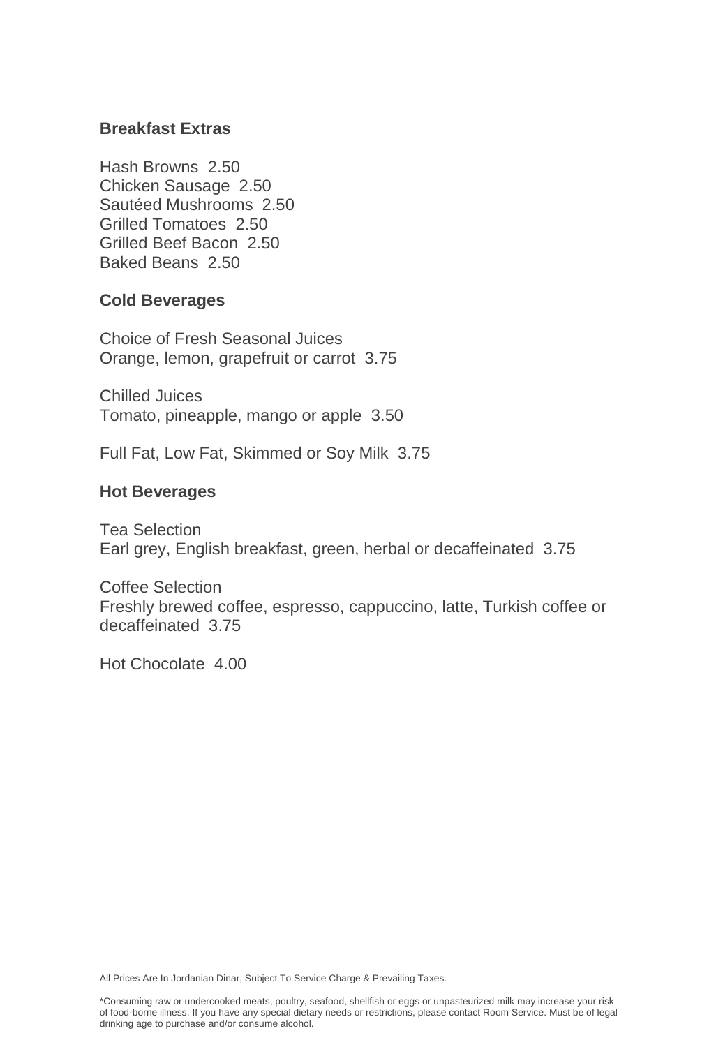## Breakfast Extras

Hash Browns 2.50
Chicken Sausage 2.50
Sautéed Mushrooms 2.50
Grilled Tomatoes 2.50
Grilled Beef Bacon 2.50
Baked Beans 2.50

## Cold Beverages

Choice of Fresh Seasonal Juices
Orange, lemon, grapefruit or carrot 3.75

Chilled Juices
Tomato, pineapple, mango or apple 3.50

Full Fat, Low Fat, Skimmed or Soy Milk 3.75

## Hot Beverages

Tea Selection
Earl grey, English breakfast, green, herbal or decaffeinated 3.75

Coffee Selection
Freshly brewed coffee, espresso, cappuccino, latte, Turkish coffee or decaffeinated 3.75

Hot Chocolate 4.00

All Prices Are In Jordanian Dinar, Subject To Service Charge & Prevailing Taxes.

*Consuming raw or undercooked meats, poultry, seafood, shellfish or eggs or unpasteurized milk may increase your risk of food-borne illness. If you have any special dietary needs or restrictions, please contact Room Service. Must be of legal drinking age to purchase and/or consume alcohol.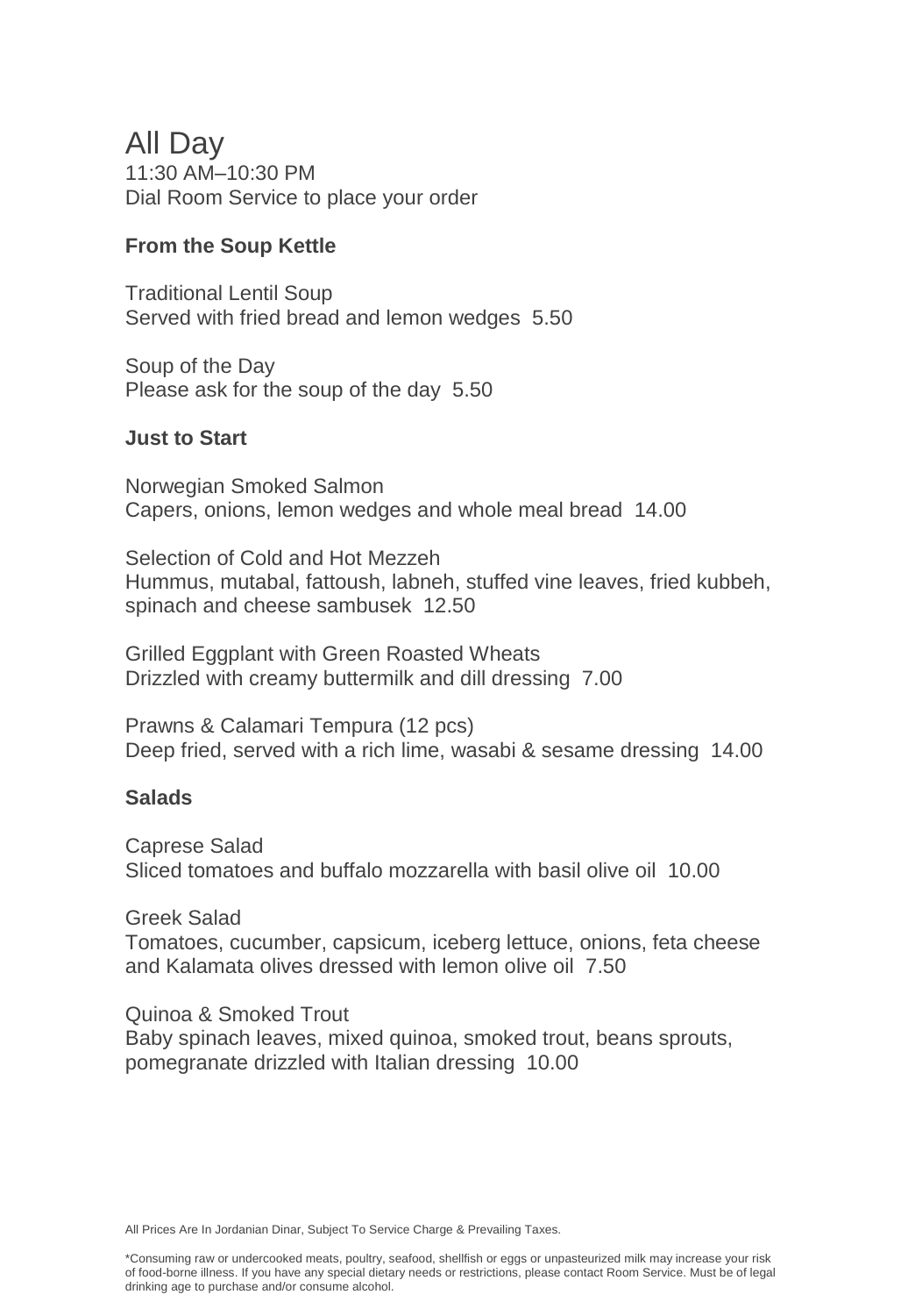# All Day

11:30 AM–10:30 PM
Dial Room Service to place your order

### From the Soup Kettle

Traditional Lentil Soup
Served with fried bread and lemon wedges  5.50

Soup of the Day
Please ask for the soup of the day  5.50

### Just to Start

Norwegian Smoked Salmon
Capers, onions, lemon wedges and whole meal bread  14.00

Selection of Cold and Hot Mezzeh
Hummus, mutabal, fattoush, labneh, stuffed vine leaves, fried kubbeh, spinach and cheese sambusek  12.50

Grilled Eggplant with Green Roasted Wheats
Drizzled with creamy buttermilk and dill dressing  7.00

Prawns & Calamari Tempura (12 pcs)
Deep fried, served with a rich lime, wasabi & sesame dressing  14.00

### Salads

Caprese Salad
Sliced tomatoes and buffalo mozzarella with basil olive oil  10.00

Greek Salad
Tomatoes, cucumber, capsicum, iceberg lettuce, onions, feta cheese and Kalamata olives dressed with lemon olive oil  7.50

Quinoa & Smoked Trout
Baby spinach leaves, mixed quinoa, smoked trout, beans sprouts, pomegranate drizzled with Italian dressing  10.00

All Prices Are In Jordanian Dinar, Subject To Service Charge & Prevailing Taxes.

*Consuming raw or undercooked meats, poultry, seafood, shellfish or eggs or unpasteurized milk may increase your risk of food-borne illness. If you have any special dietary needs or restrictions, please contact Room Service. Must be of legal drinking age to purchase and/or consume alcohol.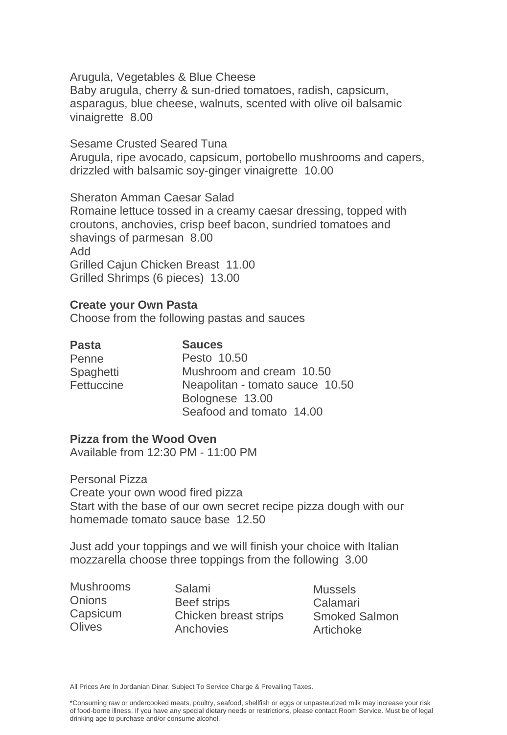Arugula, Vegetables & Blue Cheese
Baby arugula, cherry & sun-dried tomatoes, radish, capsicum, asparagus, blue cheese, walnuts, scented with olive oil balsamic vinaigrette 8.00

Sesame Crusted Seared Tuna
Arugula, ripe avocado, capsicum, portobello mushrooms and capers, drizzled with balsamic soy-ginger vinaigrette 10.00

Sheraton Amman Caesar Salad
Romaine lettuce tossed in a creamy caesar dressing, topped with croutons, anchovies, crisp beef bacon, sundried tomatoes and shavings of parmesan 8.00
Add
Grilled Cajun Chicken Breast 11.00
Grilled Shrimps (6 pieces) 13.00

**Create your Own Pasta**
Choose from the following pastas and sauces

| **Pasta** | **Sauces** |
| --- | --- |
| Penne | Pesto 10.50 |
| Spaghetti | Mushroom and cream 10.50 |
| Fettuccine | Neapolitan - tomato sauce 10.50 |
| | Bolognese 13.00 |
| | Seafood and tomato 14.00 |

**Pizza from the Wood Oven**
Available from 12:30 PM - 11:00 PM

Personal Pizza
Create your own wood fired pizza
Start with the base of our own secret recipe pizza dough with our homemade tomato sauce base 12.50

Just add your toppings and we will finish your choice with Italian mozzarella choose three toppings from the following 3.00

| | | |
| --- | --- | --- |
| Mushrooms | Salami | Mussels |
| Onions | Beef strips | Calamari |
| Capsicum | Chicken breast strips | Smoked Salmon |
| Olives | Anchovies | Artichoke |

All Prices Are In Jordanian Dinar, Subject To Service Charge & Prevailing Taxes.

*Consuming raw or undercooked meats, poultry, seafood, shellfish or eggs or unpasteurized milk may increase your risk of food-borne illness. If you have any special dietary needs or restrictions, please contact Room Service. Must be of legal drinking age to purchase and/or consume alcohol.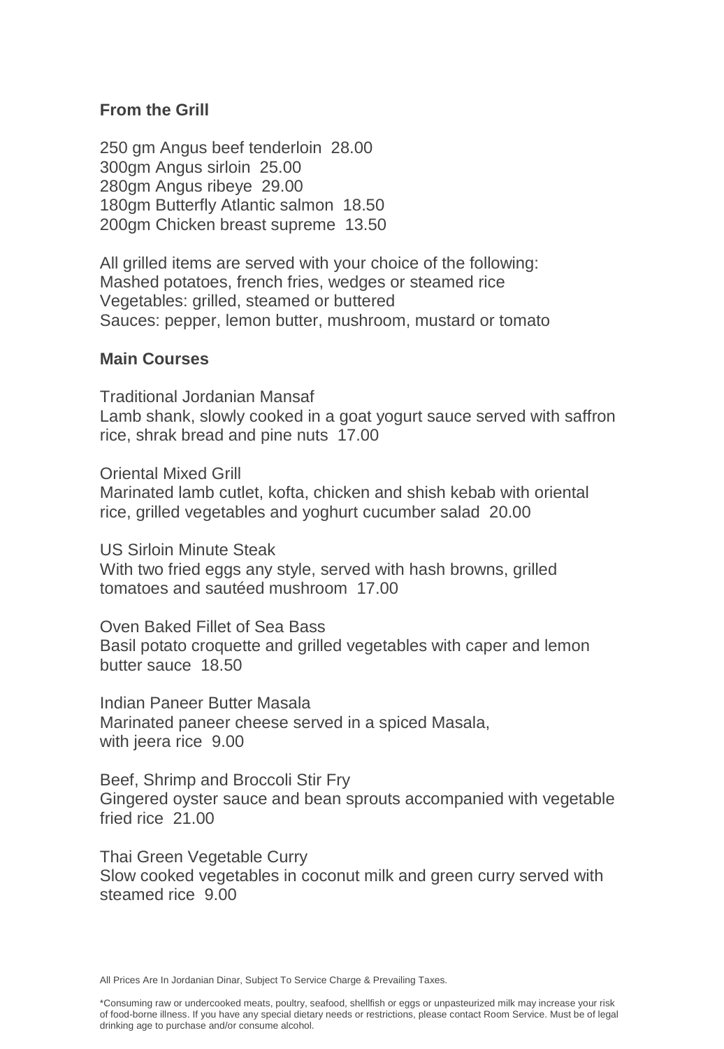## From the Grill

250 gm Angus beef tenderloin 28.00
300gm Angus sirloin 25.00
280gm Angus ribeye 29.00
180gm Butterfly Atlantic salmon 18.50
200gm Chicken breast supreme 13.50

All grilled items are served with your choice of the following:
Mashed potatoes, french fries, wedges or steamed rice
Vegetables: grilled, steamed or buttered
Sauces: pepper, lemon butter, mushroom, mustard or tomato

## Main Courses

Traditional Jordanian Mansaf
Lamb shank, slowly cooked in a goat yogurt sauce served with saffron rice, shrak bread and pine nuts 17.00

Oriental Mixed Grill
Marinated lamb cutlet, kofta, chicken and shish kebab with oriental rice, grilled vegetables and yoghurt cucumber salad 20.00

US Sirloin Minute Steak
With two fried eggs any style, served with hash browns, grilled tomatoes and sautéed mushroom 17.00

Oven Baked Fillet of Sea Bass
Basil potato croquette and grilled vegetables with caper and lemon butter sauce 18.50

Indian Paneer Butter Masala
Marinated paneer cheese served in a spiced Masala, with jeera rice 9.00

Beef, Shrimp and Broccoli Stir Fry
Gingered oyster sauce and bean sprouts accompanied with vegetable fried rice 21.00

Thai Green Vegetable Curry
Slow cooked vegetables in coconut milk and green curry served with steamed rice 9.00

All Prices Are In Jordanian Dinar, Subject To Service Charge & Prevailing Taxes.

*Consuming raw or undercooked meats, poultry, seafood, shellfish or eggs or unpasteurized milk may increase your risk of food-borne illness. If you have any special dietary needs or restrictions, please contact Room Service. Must be of legal drinking age to purchase and/or consume alcohol.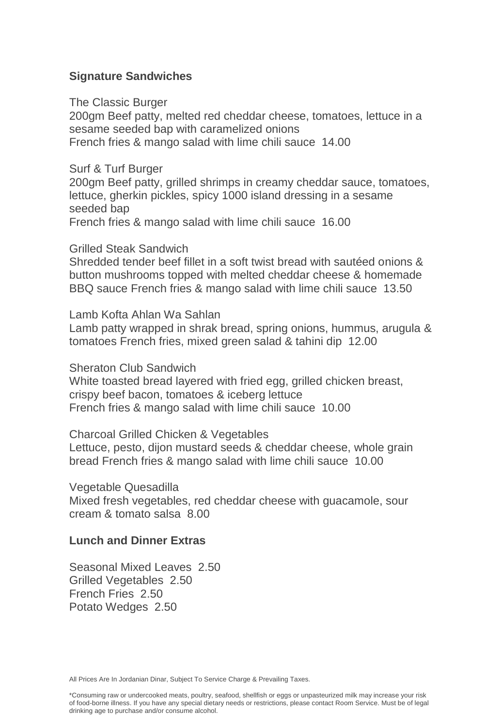## Signature Sandwiches

The Classic Burger
200gm Beef patty, melted red cheddar cheese, tomatoes, lettuce in a sesame seeded bap with caramelized onions
French fries & mango salad with lime chili sauce 14.00

Surf & Turf Burger
200gm Beef patty, grilled shrimps in creamy cheddar sauce, tomatoes, lettuce, gherkin pickles, spicy 1000 island dressing in a sesame seeded bap
French fries & mango salad with lime chili sauce 16.00

Grilled Steak Sandwich
Shredded tender beef fillet in a soft twist bread with sautéed onions & button mushrooms topped with melted cheddar cheese & homemade BBQ sauce French fries & mango salad with lime chili sauce 13.50

Lamb Kofta Ahlan Wa Sahlan
Lamb patty wrapped in shrak bread, spring onions, hummus, arugula & tomatoes French fries, mixed green salad & tahini dip 12.00

Sheraton Club Sandwich
White toasted bread layered with fried egg, grilled chicken breast, crispy beef bacon, tomatoes & iceberg lettuce
French fries & mango salad with lime chili sauce 10.00

Charcoal Grilled Chicken & Vegetables
Lettuce, pesto, dijon mustard seeds & cheddar cheese, whole grain bread French fries & mango salad with lime chili sauce 10.00

Vegetable Quesadilla
Mixed fresh vegetables, red cheddar cheese with guacamole, sour cream & tomato salsa 8.00

## Lunch and Dinner Extras

Seasonal Mixed Leaves 2.50
Grilled Vegetables 2.50
French Fries 2.50
Potato Wedges 2.50

All Prices Are In Jordanian Dinar, Subject To Service Charge & Prevailing Taxes.

*Consuming raw or undercooked meats, poultry, seafood, shellfish or eggs or unpasteurized milk may increase your risk of food-borne illness. If you have any special dietary needs or restrictions, please contact Room Service. Must be of legal drinking age to purchase and/or consume alcohol.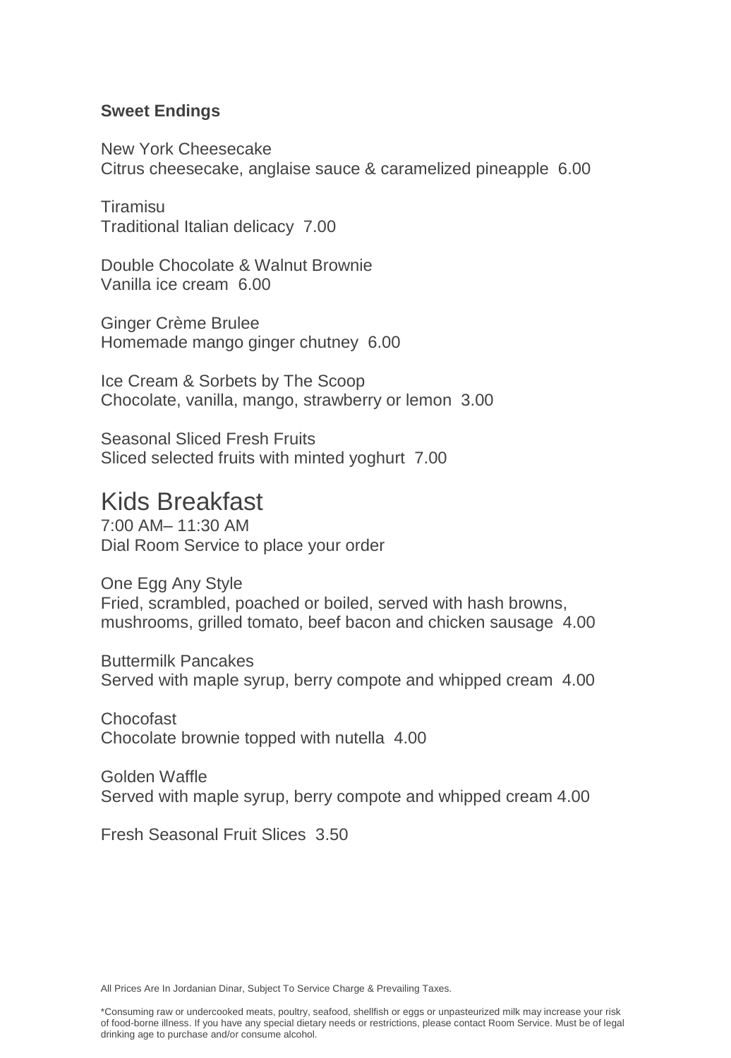**Sweet Endings**

New York Cheesecake
Citrus cheesecake, anglaise sauce & caramelized pineapple 6.00

Tiramisu
Traditional Italian delicacy 7.00

Double Chocolate & Walnut Brownie
Vanilla ice cream 6.00

Ginger Crème Brulee
Homemade mango ginger chutney 6.00

Ice Cream & Sorbets by The Scoop
Chocolate, vanilla, mango, strawberry or lemon 3.00

Seasonal Sliced Fresh Fruits
Sliced selected fruits with minted yoghurt 7.00

# Kids Breakfast

7:00 AM– 11:30 AM
Dial Room Service to place your order

One Egg Any Style
Fried, scrambled, poached or boiled, served with hash browns, mushrooms, grilled tomato, beef bacon and chicken sausage 4.00

Buttermilk Pancakes
Served with maple syrup, berry compote and whipped cream 4.00

Chocofast
Chocolate brownie topped with nutella 4.00

Golden Waffle
Served with maple syrup, berry compote and whipped cream 4.00

Fresh Seasonal Fruit Slices 3.50

All Prices Are In Jordanian Dinar, Subject To Service Charge & Prevailing Taxes.

*Consuming raw or undercooked meats, poultry, seafood, shellfish or eggs or unpasteurized milk may increase your risk of food-borne illness. If you have any special dietary needs or restrictions, please contact Room Service. Must be of legal drinking age to purchase and/or consume alcohol.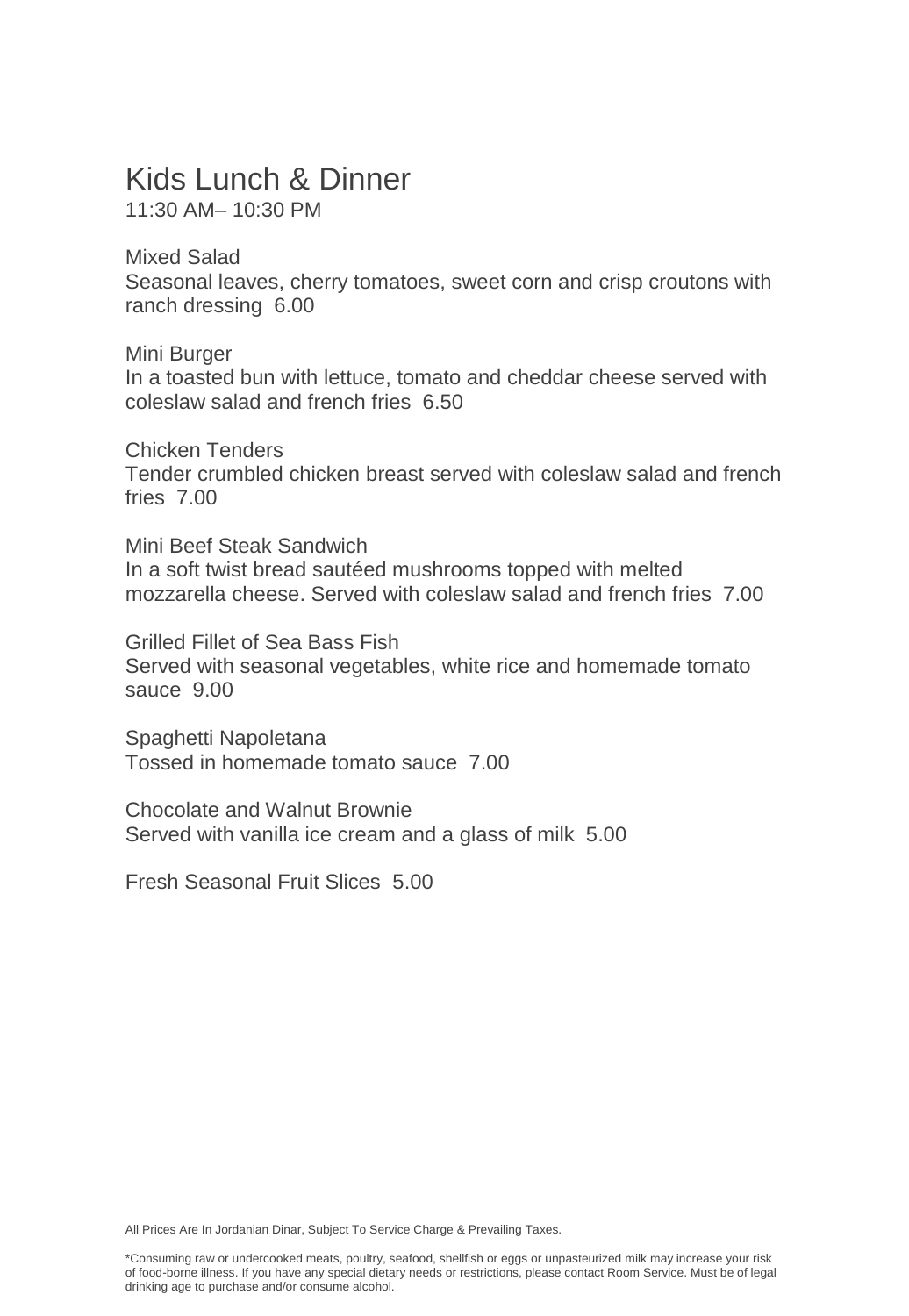# Kids Lunch & Dinner

11:30 AM– 10:30 PM

Mixed Salad
Seasonal leaves, cherry tomatoes, sweet corn and crisp croutons with ranch dressing 6.00

Mini Burger
In a toasted bun with lettuce, tomato and cheddar cheese served with coleslaw salad and french fries 6.50

Chicken Tenders
Tender crumbled chicken breast served with coleslaw salad and french fries 7.00

Mini Beef Steak Sandwich
In a soft twist bread sautéed mushrooms topped with melted mozzarella cheese. Served with coleslaw salad and french fries 7.00

Grilled Fillet of Sea Bass Fish
Served with seasonal vegetables, white rice and homemade tomato sauce 9.00

Spaghetti Napoletana
Tossed in homemade tomato sauce 7.00

Chocolate and Walnut Brownie
Served with vanilla ice cream and a glass of milk 5.00

Fresh Seasonal Fruit Slices 5.00

All Prices Are In Jordanian Dinar, Subject To Service Charge & Prevailing Taxes.

*Consuming raw or undercooked meats, poultry, seafood, shellfish or eggs or unpasteurized milk may increase your risk of food-borne illness. If you have any special dietary needs or restrictions, please contact Room Service. Must be of legal drinking age to purchase and/or consume alcohol.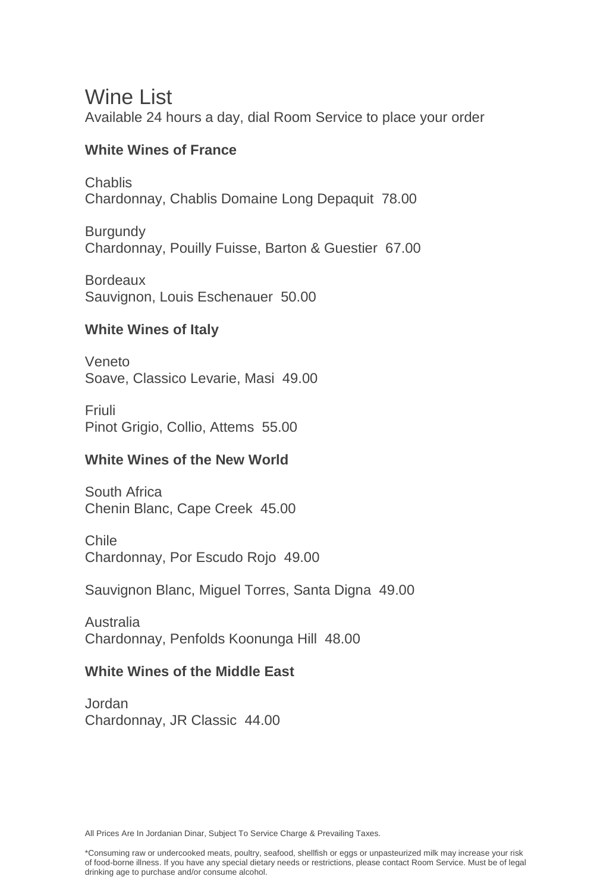# Wine List

Available 24 hours a day, dial Room Service to place your order

### White Wines of France

Chablis
Chardonnay, Chablis Domaine Long Depaquit 78.00

Burgundy
Chardonnay, Pouilly Fuisse, Barton & Guestier 67.00

Bordeaux
Sauvignon, Louis Eschenauer 50.00

### White Wines of Italy

Veneto
Soave, Classico Levarie, Masi 49.00

Friuli
Pinot Grigio, Collio, Attems 55.00

### White Wines of the New World

South Africa
Chenin Blanc, Cape Creek 45.00

Chile
Chardonnay, Por Escudo Rojo 49.00

Sauvignon Blanc, Miguel Torres, Santa Digna 49.00

Australia
Chardonnay, Penfolds Koonunga Hill 48.00

### White Wines of the Middle East

Jordan
Chardonnay, JR Classic 44.00

All Prices Are In Jordanian Dinar, Subject To Service Charge & Prevailing Taxes.

*Consuming raw or undercooked meats, poultry, seafood, shellfish or eggs or unpasteurized milk may increase your risk of food-borne illness. If you have any special dietary needs or restrictions, please contact Room Service. Must be of legal drinking age to purchase and/or consume alcohol.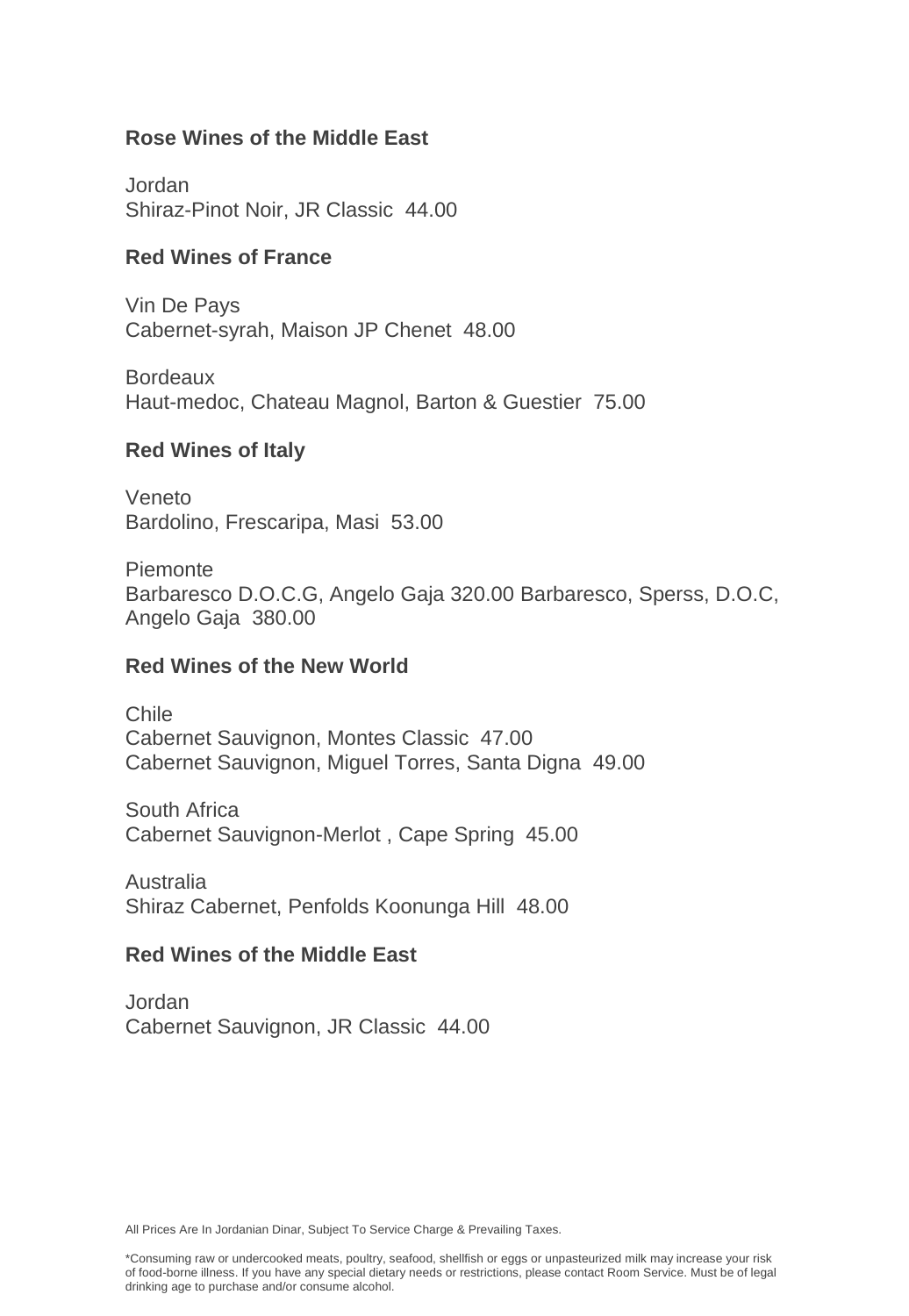**Rose Wines of the Middle East**

Jordan
Shiraz-Pinot Noir, JR Classic 44.00

**Red Wines of France**

Vin De Pays
Cabernet-syrah, Maison JP Chenet 48.00

Bordeaux
Haut-medoc, Chateau Magnol, Barton & Guestier 75.00

**Red Wines of Italy**

Veneto
Bardolino, Frescaripa, Masi 53.00

Piemonte
Barbaresco D.O.C.G, Angelo Gaja 320.00 Barbaresco, Sperss, D.O.C, Angelo Gaja 380.00

**Red Wines of the New World**

Chile
Cabernet Sauvignon, Montes Classic 47.00
Cabernet Sauvignon, Miguel Torres, Santa Digna 49.00

South Africa
Cabernet Sauvignon-Merlot , Cape Spring 45.00

Australia
Shiraz Cabernet, Penfolds Koonunga Hill 48.00

**Red Wines of the Middle East**

Jordan
Cabernet Sauvignon, JR Classic 44.00

All Prices Are In Jordanian Dinar, Subject To Service Charge & Prevailing Taxes.

*Consuming raw or undercooked meats, poultry, seafood, shellfish or eggs or unpasteurized milk may increase your risk of food-borne illness. If you have any special dietary needs or restrictions, please contact Room Service. Must be of legal drinking age to purchase and/or consume alcohol.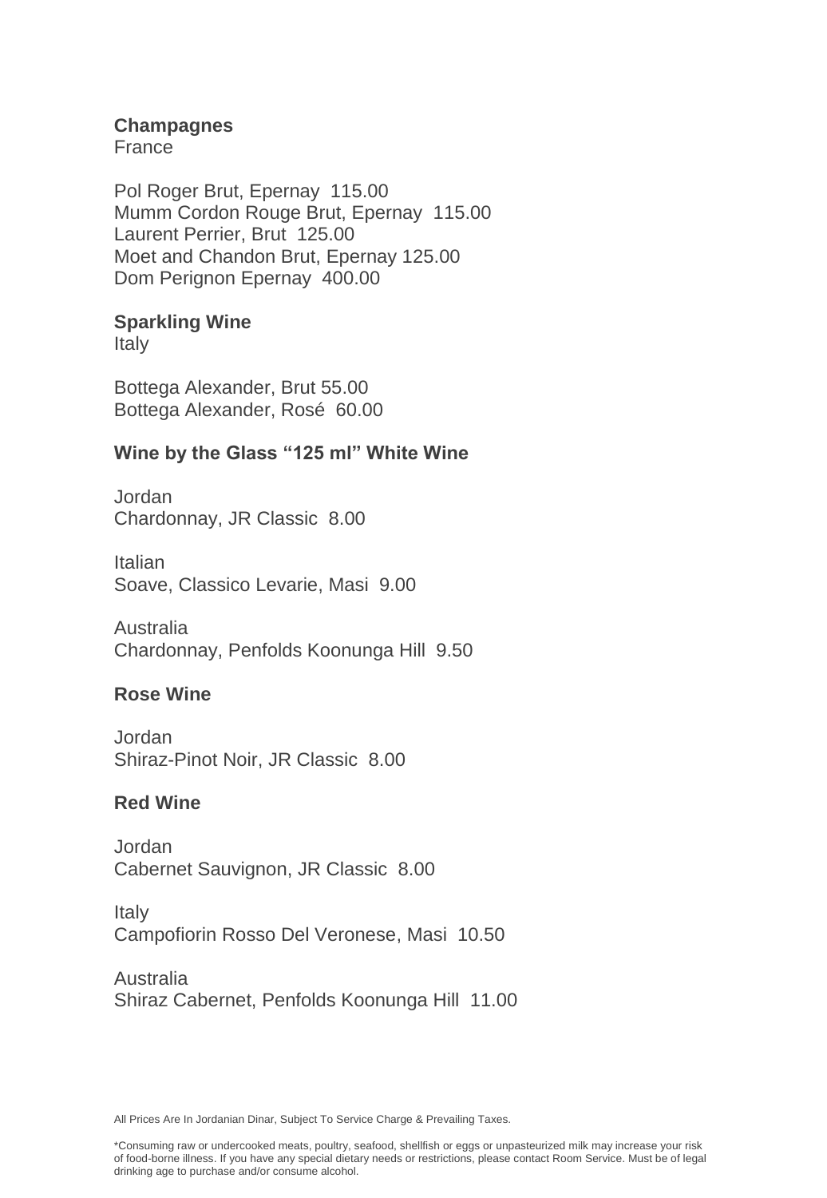## Champagnes

France

Pol Roger Brut, Epernay 115.00
Mumm Cordon Rouge Brut, Epernay 115.00
Laurent Perrier, Brut 125.00
Moet and Chandon Brut, Epernay 125.00
Dom Perignon Epernay 400.00

## Sparkling Wine

Italy

Bottega Alexander, Brut 55.00
Bottega Alexander, Rosé 60.00

## Wine by the Glass “125 ml” White Wine

Jordan
Chardonnay, JR Classic 8.00

Italian
Soave, Classico Levarie, Masi 9.00

Australia
Chardonnay, Penfolds Koonunga Hill 9.50

## Rose Wine

Jordan
Shiraz-Pinot Noir, JR Classic 8.00

## Red Wine

Jordan
Cabernet Sauvignon, JR Classic 8.00

Italy
Campofiorin Rosso Del Veronese, Masi 10.50

Australia
Shiraz Cabernet, Penfolds Koonunga Hill 11.00

All Prices Are In Jordanian Dinar, Subject To Service Charge & Prevailing Taxes.

*Consuming raw or undercooked meats, poultry, seafood, shellfish or eggs or unpasteurized milk may increase your risk of food-borne illness. If you have any special dietary needs or restrictions, please contact Room Service. Must be of legal drinking age to purchase and/or consume alcohol.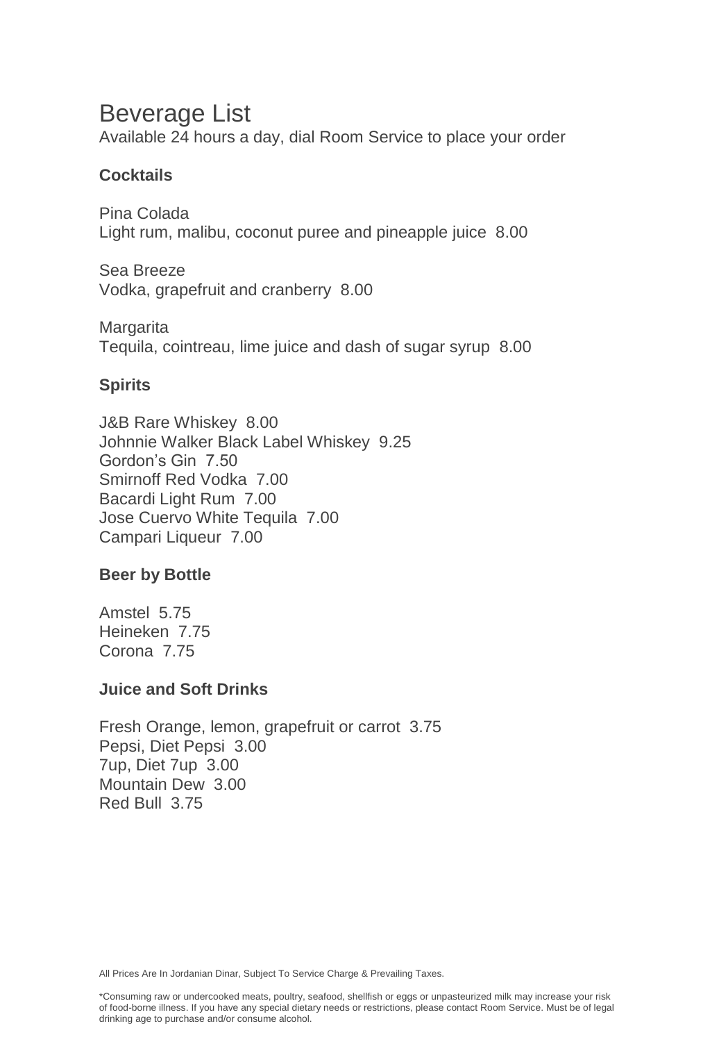# Beverage List

Available 24 hours a day, dial Room Service to place your order

### Cocktails

Pina Colada
Light rum, malibu, coconut puree and pineapple juice 8.00

Sea Breeze
Vodka, grapefruit and cranberry 8.00

Margarita
Tequila, cointreau, lime juice and dash of sugar syrup 8.00

### Spirits

J&B Rare Whiskey 8.00
Johnnie Walker Black Label Whiskey 9.25
Gordon's Gin 7.50
Smirnoff Red Vodka 7.00
Bacardi Light Rum 7.00
Jose Cuervo White Tequila 7.00
Campari Liqueur 7.00

### Beer by Bottle

Amstel 5.75
Heineken 7.75
Corona 7.75

### Juice and Soft Drinks

Fresh Orange, lemon, grapefruit or carrot 3.75
Pepsi, Diet Pepsi 3.00
7up, Diet 7up 3.00
Mountain Dew 3.00
Red Bull 3.75

All Prices Are In Jordanian Dinar, Subject To Service Charge & Prevailing Taxes.

*Consuming raw or undercooked meats, poultry, seafood, shellfish or eggs or unpasteurized milk may increase your risk of food-borne illness. If you have any special dietary needs or restrictions, please contact Room Service. Must be of legal drinking age to purchase and/or consume alcohol.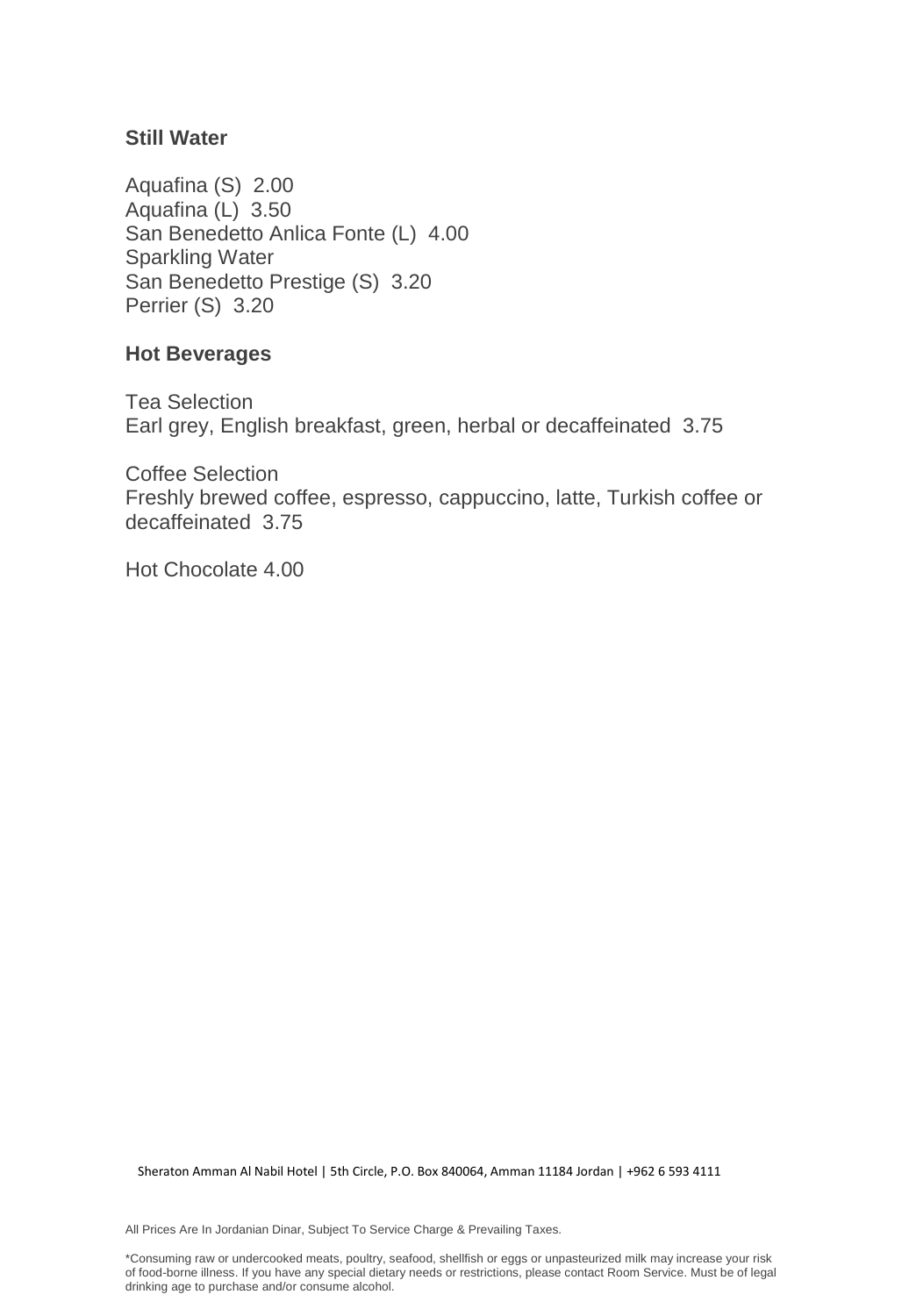**Still Water**

Aquafina (S) 2.00
Aquafina (L) 3.50
San Benedetto Anlica Fonte (L) 4.00
Sparkling Water
San Benedetto Prestige (S) 3.20
Perrier (S) 3.20

**Hot Beverages**

Tea Selection
Earl grey, English breakfast, green, herbal or decaffeinated 3.75

Coffee Selection
Freshly brewed coffee, espresso, cappuccino, latte, Turkish coffee or decaffeinated 3.75

Hot Chocolate 4.00

Sheraton Amman Al Nabil Hotel | 5th Circle, P.O. Box 840064, Amman 11184 Jordan | +962 6 593 4111

All Prices Are In Jordanian Dinar, Subject To Service Charge & Prevailing Taxes.

*Consuming raw or undercooked meats, poultry, seafood, shellfish or eggs or unpasteurized milk may increase your risk of food-borne illness. If you have any special dietary needs or restrictions, please contact Room Service. Must be of legal drinking age to purchase and/or consume alcohol.